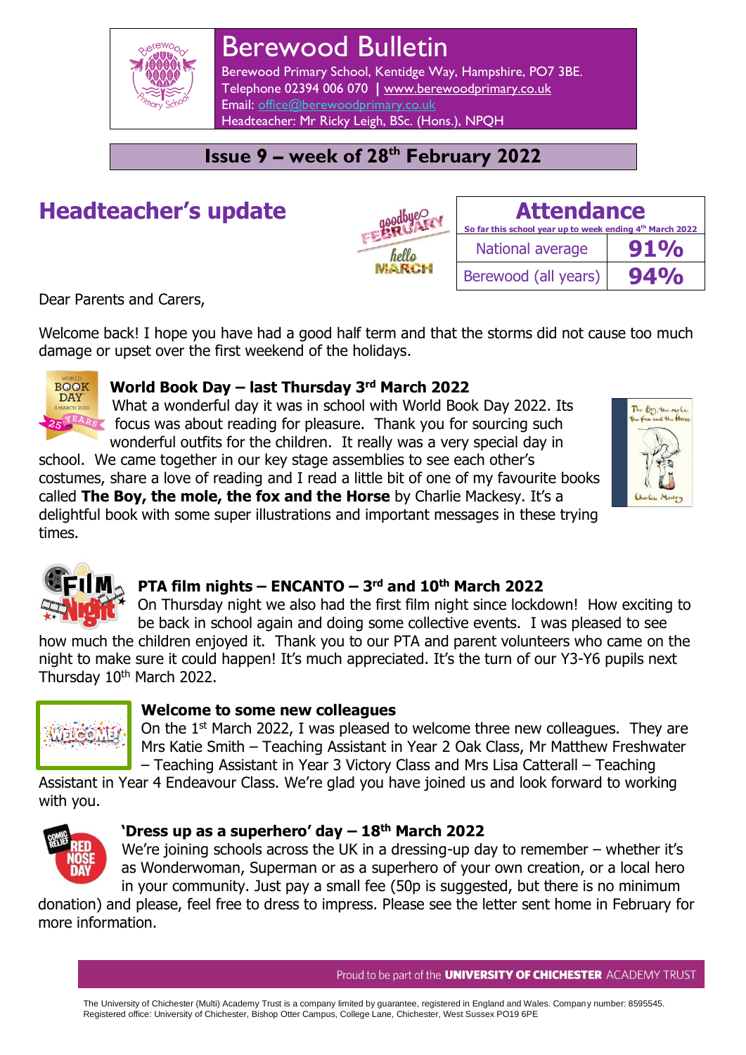# Berewood Bulletin

Berewood Primary School, Kentidge Way, Hampshire, PO7 3BE.
Telephone 02394 006 070 | www.berewoodprimary.co.uk
Email: office@berewoodprimary.co.uk
Headteacher: Mr Ricky Leigh, BSc. (Hons.), NPQH

**Issue 9 – week of 28th February 2022**

## Headteacher's update

| Attendance<br>So far this school year up to week ending 4th March 2022 | |
|---|---|
| National average | 91% |
| Berewood (all years) | 94% |

Dear Parents and Carers,

Welcome back! I hope you have had a good half term and that the storms did not cause too much damage or upset over the first weekend of the holidays.

### World Book Day – last Thursday 3rd March 2022

What a wonderful day it was in school with World Book Day 2022. Its focus was about reading for pleasure. Thank you for sourcing such wonderful outfits for the children. It really was a very special day in school. We came together in our key stage assemblies to see each other's costumes, share a love of reading and I read a little bit of one of my favourite books called **The Boy, the mole, the fox and the Horse** by Charlie Mackesy. It's a delightful book with some super illustrations and important messages in these trying times.

### PTA film nights – ENCANTO – 3rd and 10th March 2022

On Thursday night we also had the first film night since lockdown! How exciting to be back in school again and doing some collective events. I was pleased to see how much the children enjoyed it. Thank you to our PTA and parent volunteers who came on the night to make sure it could happen! It's much appreciated. It's the turn of our Y3-Y6 pupils next Thursday 10th March 2022.

### Welcome to some new colleagues

On the 1st March 2022, I was pleased to welcome three new colleagues. They are Mrs Katie Smith – Teaching Assistant in Year 2 Oak Class, Mr Matthew Freshwater – Teaching Assistant in Year 3 Victory Class and Mrs Lisa Catterall – Teaching Assistant in Year 4 Endeavour Class. We're glad you have joined us and look forward to working with you.

### 'Dress up as a superhero' day – 18th March 2022

We're joining schools across the UK in a dressing-up day to remember – whether it's as Wonderwoman, Superman or as a superhero of your own creation, or a local hero in your community. Just pay a small fee (50p is suggested, but there is no minimum donation) and please, feel free to dress to impress. Please see the letter sent home in February for more information.

Proud to be part of the **UNIVERSITY OF CHICHESTER** ACADEMY TRUST

The University of Chichester (Multi) Academy Trust is a company limited by guarantee, registered in England and Wales. Company number: 8595545.
Registered office: University of Chichester, Bishop Otter Campus, College Lane, Chichester, West Sussex PO19 6PE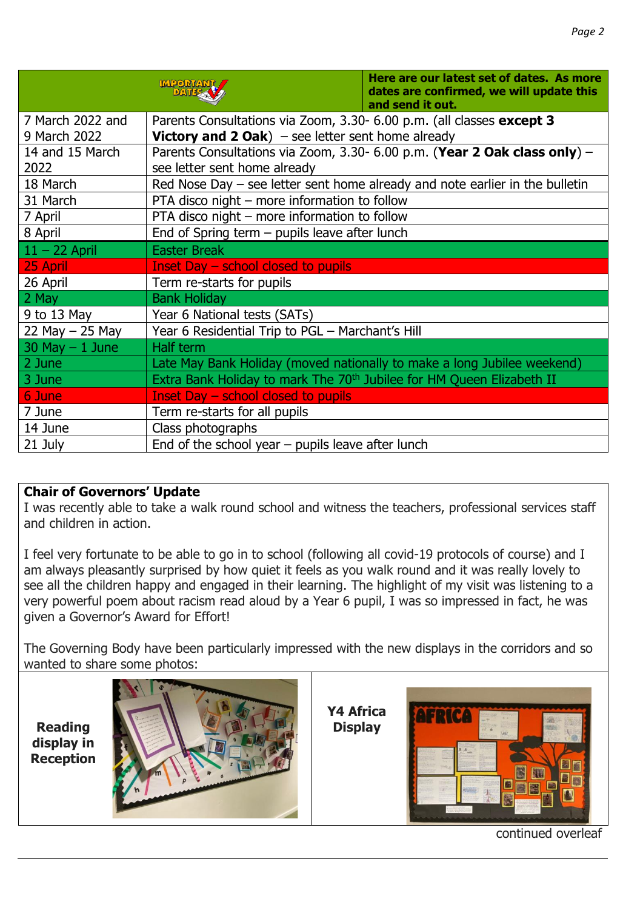| IMPORTANT DATES | Here are our latest set of dates. As more dates are confirmed, we will update this and send it out. |
|---|---|
| 7 March 2022 and 9 March 2022 | Parents Consultations via Zoom, 3.30- 6.00 p.m. (all classes **except 3 Victory and 2 Oak**) – see letter sent home already |
| 14 and 15 March 2022 | Parents Consultations via Zoom, 3.30- 6.00 p.m. (**Year 2 Oak class only**) – see letter sent home already |
| 18 March | Red Nose Day – see letter sent home already and note earlier in the bulletin |
| 31 March | PTA disco night – more information to follow |
| 7 April | PTA disco night – more information to follow |
| 8 April | End of Spring term – pupils leave after lunch |
| 11 – 22 April | Easter Break |
| 25 April | Inset Day – school closed to pupils |
| 26 April | Term re-starts for pupils |
| 2 May | Bank Holiday |
| 9 to 13 May | Year 6 National tests (SATs) |
| 22 May – 25 May | Year 6 Residential Trip to PGL – Marchant's Hill |
| 30 May – 1 June | Half term |
| 2 June | Late May Bank Holiday (moved nationally to make a long Jubilee weekend) |
| 3 June | Extra Bank Holiday to mark The 70th Jubilee for HM Queen Elizabeth II |
| 6 June | Inset Day – school closed to pupils |
| 7 June | Term re-starts for all pupils |
| 14 June | Class photographs |
| 21 July | End of the school year – pupils leave after lunch |

## Chair of Governors' Update

I was recently able to take a walk round school and witness the teachers, professional services staff and children in action.

I feel very fortunate to be able to go in to school (following all covid-19 protocols of course) and I am always pleasantly surprised by how quiet it feels as you walk round and it was really lovely to see all the children happy and engaged in their learning. The highlight of my visit was listening to a very powerful poem about racism read aloud by a Year 6 pupil, I was so impressed in fact, he was given a Governor's Award for Effort!

The Governing Body have been particularly impressed with the new displays in the corridors and so wanted to share some photos:

**Reading display in Reception**

**Y4 Africa Display**

continued overleaf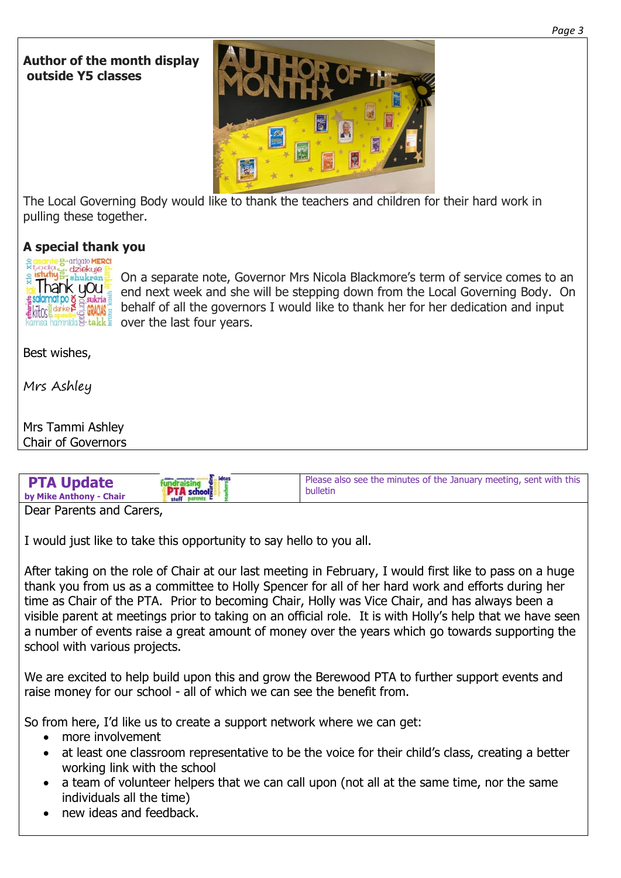## Author of the month display outside Y5 classes

The Local Governing Body would like to thank the teachers and children for their hard work in pulling these together.

## A special thank you

On a separate note, Governor Mrs Nicola Blackmore's term of service comes to an end next week and she will be stepping down from the Local Governing Body. On behalf of all the governors I would like to thank her for her dedication and input over the last four years.

Best wishes,

*Mrs Ashley*

Mrs Tammi Ashley
Chair of Governors

## PTA Update

**by Mike Anthony - Chair**

Please also see the minutes of the January meeting, sent with this bulletin

Dear Parents and Carers,

I would just like to take this opportunity to say hello to you all.

After taking on the role of Chair at our last meeting in February, I would first like to pass on a huge thank you from us as a committee to Holly Spencer for all of her hard work and efforts during her time as Chair of the PTA. Prior to becoming Chair, Holly was Vice Chair, and has always been a visible parent at meetings prior to taking on an official role. It is with Holly's help that we have seen a number of events raise a great amount of money over the years which go towards supporting the school with various projects.

We are excited to help build upon this and grow the Berewood PTA to further support events and raise money for our school - all of which we can see the benefit from.

So from here, I'd like us to create a support network where we can get:

- more involvement
- at least one classroom representative to be the voice for their child's class, creating a better working link with the school
- a team of volunteer helpers that we can call upon (not all at the same time, nor the same individuals all the time)
- new ideas and feedback.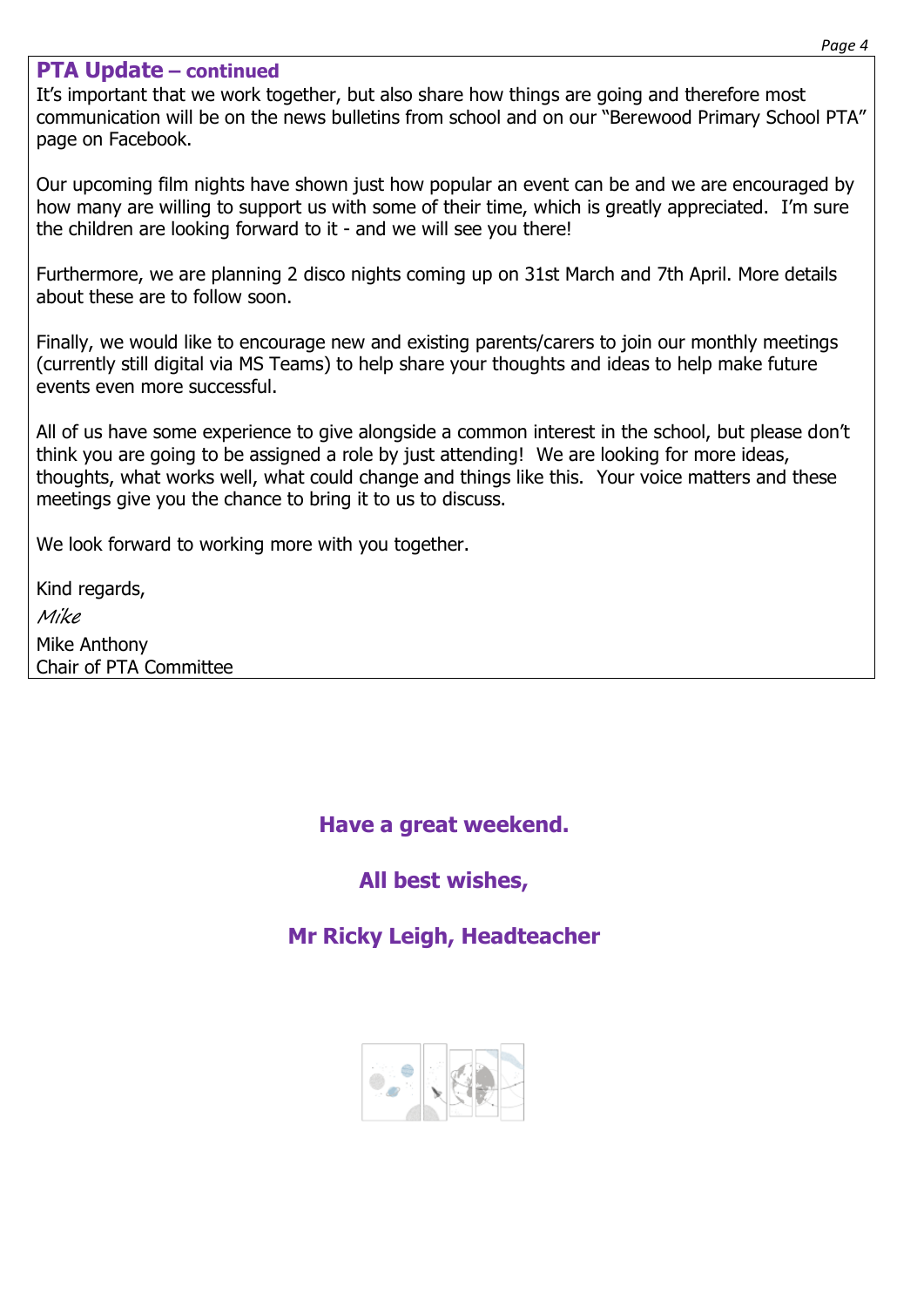## PTA Update – continued

It's important that we work together, but also share how things are going and therefore most communication will be on the news bulletins from school and on our "Berewood Primary School PTA" page on Facebook.

Our upcoming film nights have shown just how popular an event can be and we are encouraged by how many are willing to support us with some of their time, which is greatly appreciated. I'm sure the children are looking forward to it - and we will see you there!

Furthermore, we are planning 2 disco nights coming up on 31st March and 7th April. More details about these are to follow soon.

Finally, we would like to encourage new and existing parents/carers to join our monthly meetings (currently still digital via MS Teams) to help share your thoughts and ideas to help make future events even more successful.

All of us have some experience to give alongside a common interest in the school, but please don't think you are going to be assigned a role by just attending! We are looking for more ideas, thoughts, what works well, what could change and things like this. Your voice matters and these meetings give you the chance to bring it to us to discuss.

We look forward to working more with you together.

Kind regards,

*Mike*

Mike Anthony
Chair of PTA Committee

**Have a great weekend.**

**All best wishes,**

**Mr Ricky Leigh, Headteacher**